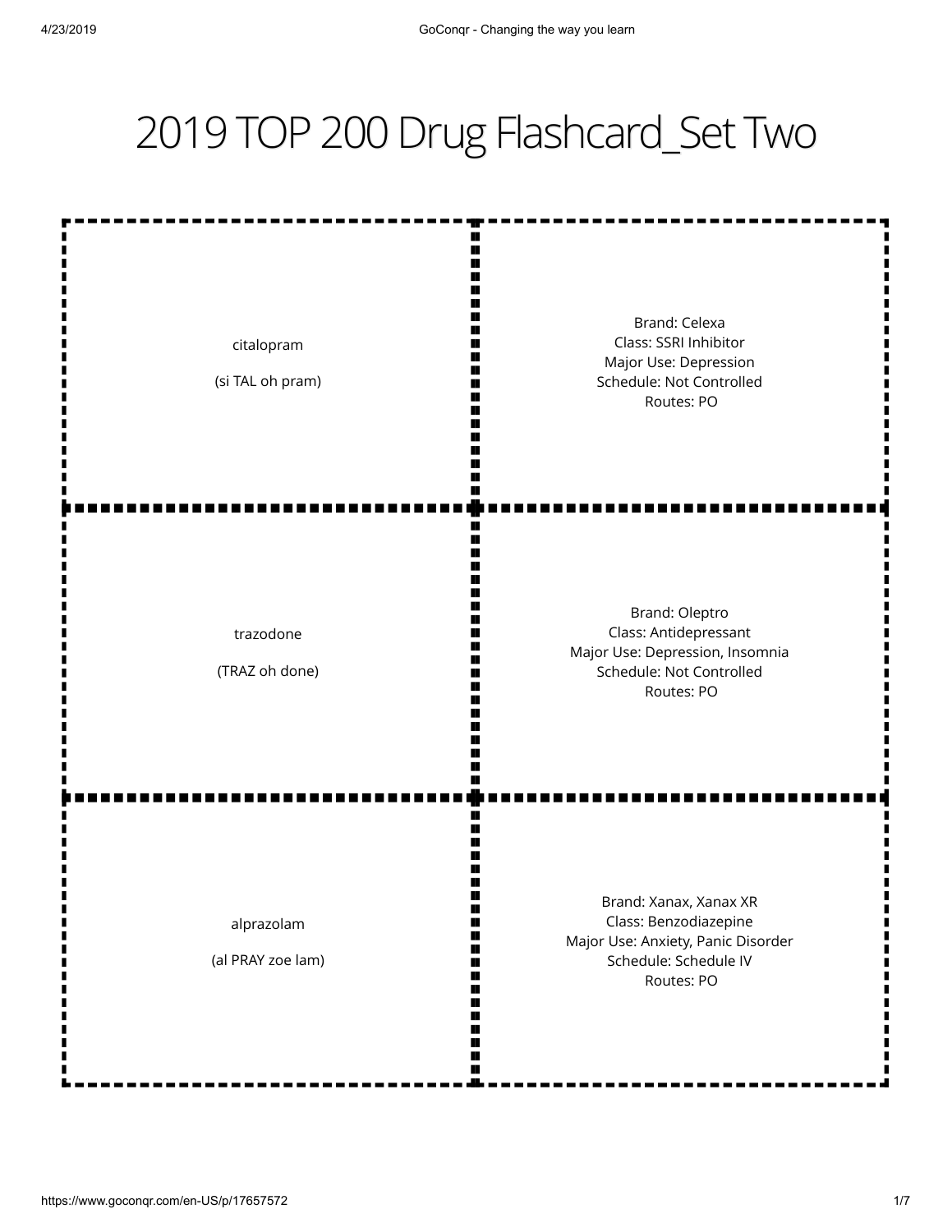# 2019 TOP 200 Drug Flashcard_Set Two

| | |
|---|---|
| citalopram<br><br>(si TAL oh pram) | Brand: Celexa<br>Class: SSRI Inhibitor<br>Major Use: Depression<br>Schedule: Not Controlled<br>Routes: PO |
| trazodone<br><br>(TRAZ oh done) | Brand: Oleptro<br>Class: Antidepressant<br>Major Use: Depression, Insomnia<br>Schedule: Not Controlled<br>Routes: PO |
| alprazolam<br><br>(al PRAY zoe lam) | Brand: Xanax, Xanax XR<br>Class: Benzodiazepine<br>Major Use: Anxiety, Panic Disorder<br>Schedule: Schedule IV<br>Routes: PO |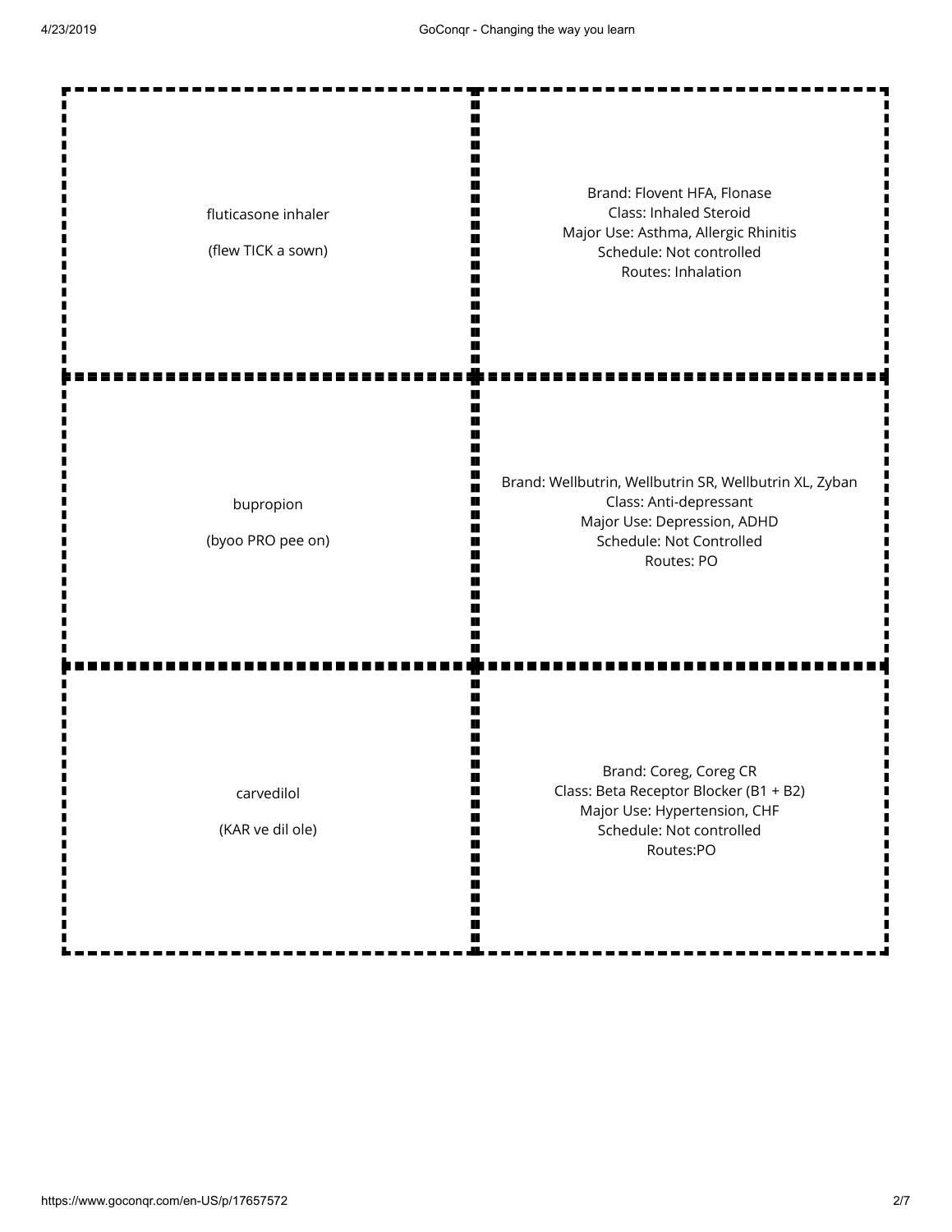| Term | Definition |
| --- | --- |
| fluticasone inhaler<br><br>(flew TICK a sown) | Brand: Flovent HFA, Flonase<br>Class: Inhaled Steroid<br>Major Use: Asthma, Allergic Rhinitis<br>Schedule: Not controlled<br>Routes: Inhalation |
| bupropion<br><br>(byoo PRO pee on) | Brand: Wellbutrin, Wellbutrin SR, Wellbutrin XL, Zyban<br>Class: Anti-depressant<br>Major Use: Depression, ADHD<br>Schedule: Not Controlled<br>Routes: PO |
| carvedilol<br><br>(KAR ve dil ole) | Brand: Coreg, Coreg CR<br>Class: Beta Receptor Blocker (B1 + B2)<br>Major Use: Hypertension, CHF<br>Schedule: Not controlled<br>Routes:PO |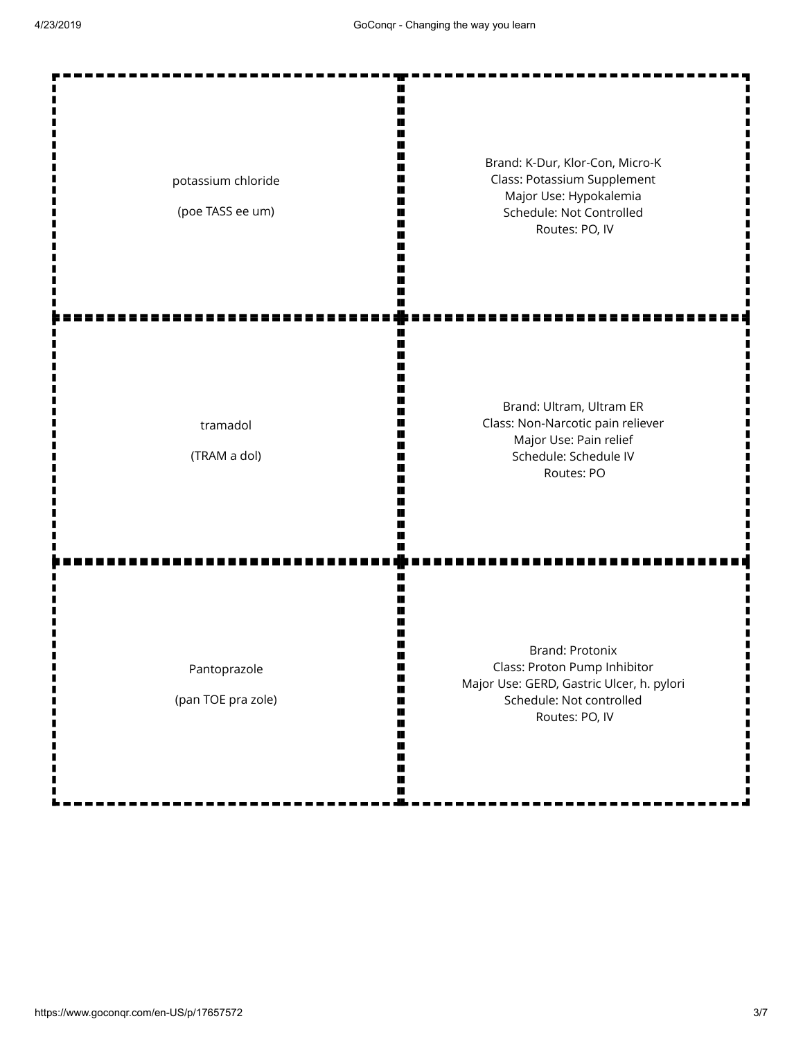| | |
|---|---|
| potassium chloride<br><br>(poe TASS ee um) | Brand: K-Dur, Klor-Con, Micro-K<br>Class: Potassium Supplement<br>Major Use: Hypokalemia<br>Schedule: Not Controlled<br>Routes: PO, IV |
| tramadol<br><br>(TRAM a dol) | Brand: Ultram, Ultram ER<br>Class: Non-Narcotic pain reliever<br>Major Use: Pain relief<br>Schedule: Schedule IV<br>Routes: PO |
| Pantoprazole<br><br>(pan TOE pra zole) | Brand: Protonix<br>Class: Proton Pump Inhibitor<br>Major Use: GERD, Gastric Ulcer, h. pylori<br>Schedule: Not controlled<br>Routes: PO, IV |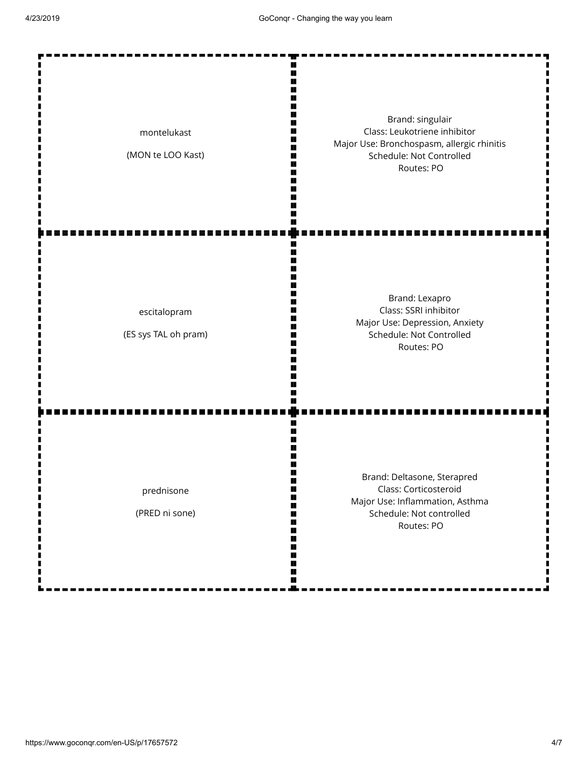| Term | Definition |
| --- | --- |
| montelukast<br><br>(MON te LOO Kast) | Brand: singulair<br>Class: Leukotriene inhibitor<br>Major Use: Bronchospasm, allergic rhinitis<br>Schedule: Not Controlled<br>Routes: PO |
| escitalopram<br><br>(ES sys TAL oh pram) | Brand: Lexapro<br>Class: SSRI inhibitor<br>Major Use: Depression, Anxiety<br>Schedule: Not Controlled<br>Routes: PO |
| prednisone<br><br>(PRED ni sone) | Brand: Deltasone, Sterapred<br>Class: Corticosteroid<br>Major Use: Inflammation, Asthma<br>Schedule: Not controlled<br>Routes: PO |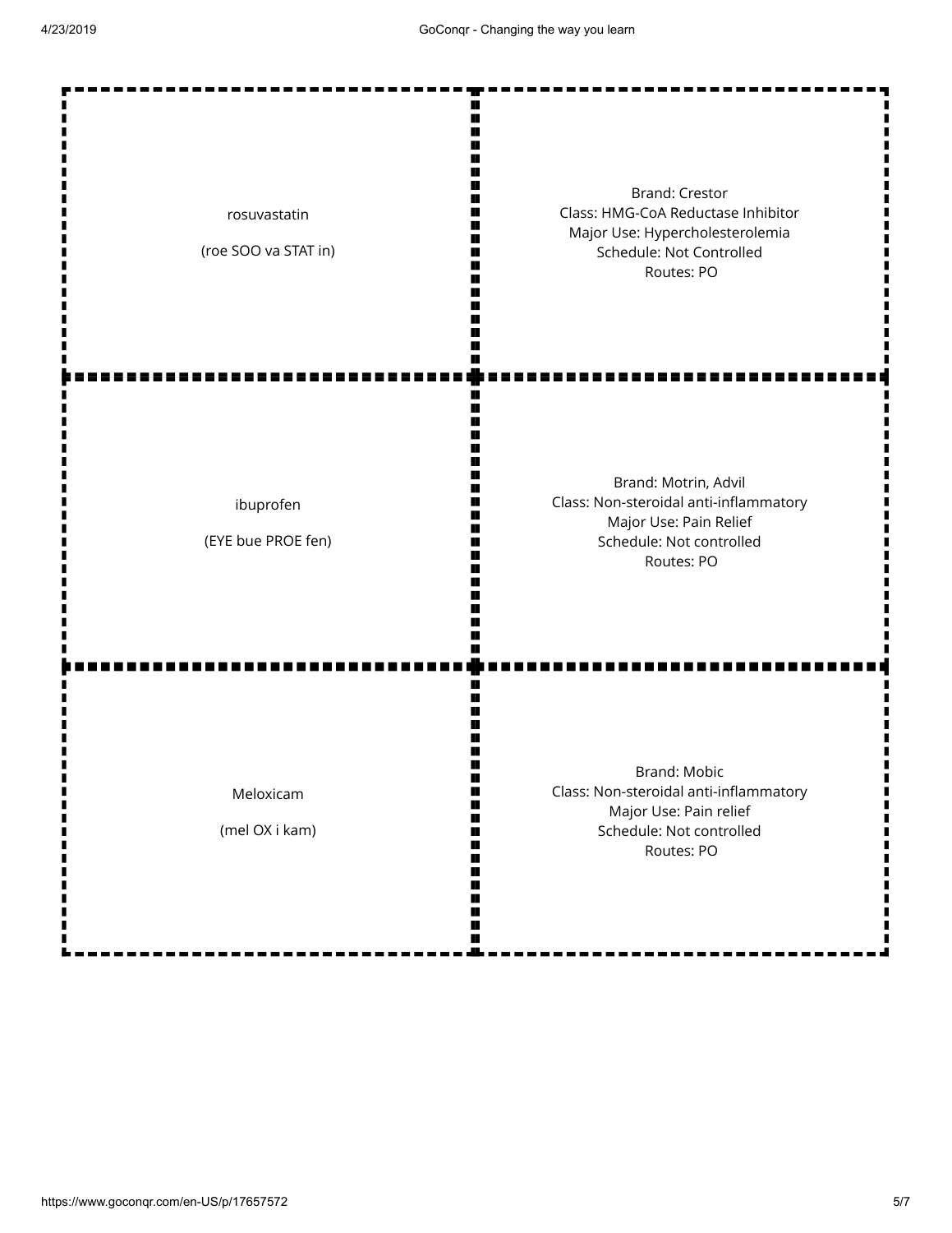| Term | Definition |
| --- | --- |
| rosuvastatin<br><br>(roe SOO va STAT in) | Brand: Crestor<br>Class: HMG-CoA Reductase Inhibitor<br>Major Use: Hypercholesterolemia<br>Schedule: Not Controlled<br>Routes: PO |
| ibuprofen<br><br>(EYE bue PROE fen) | Brand: Motrin, Advil<br>Class: Non-steroidal anti-inflammatory<br>Major Use: Pain Relief<br>Schedule: Not controlled<br>Routes: PO |
| Meloxicam<br><br>(mel OX i kam) | Brand: Mobic<br>Class: Non-steroidal anti-inflammatory<br>Major Use: Pain relief<br>Schedule: Not controlled<br>Routes: PO |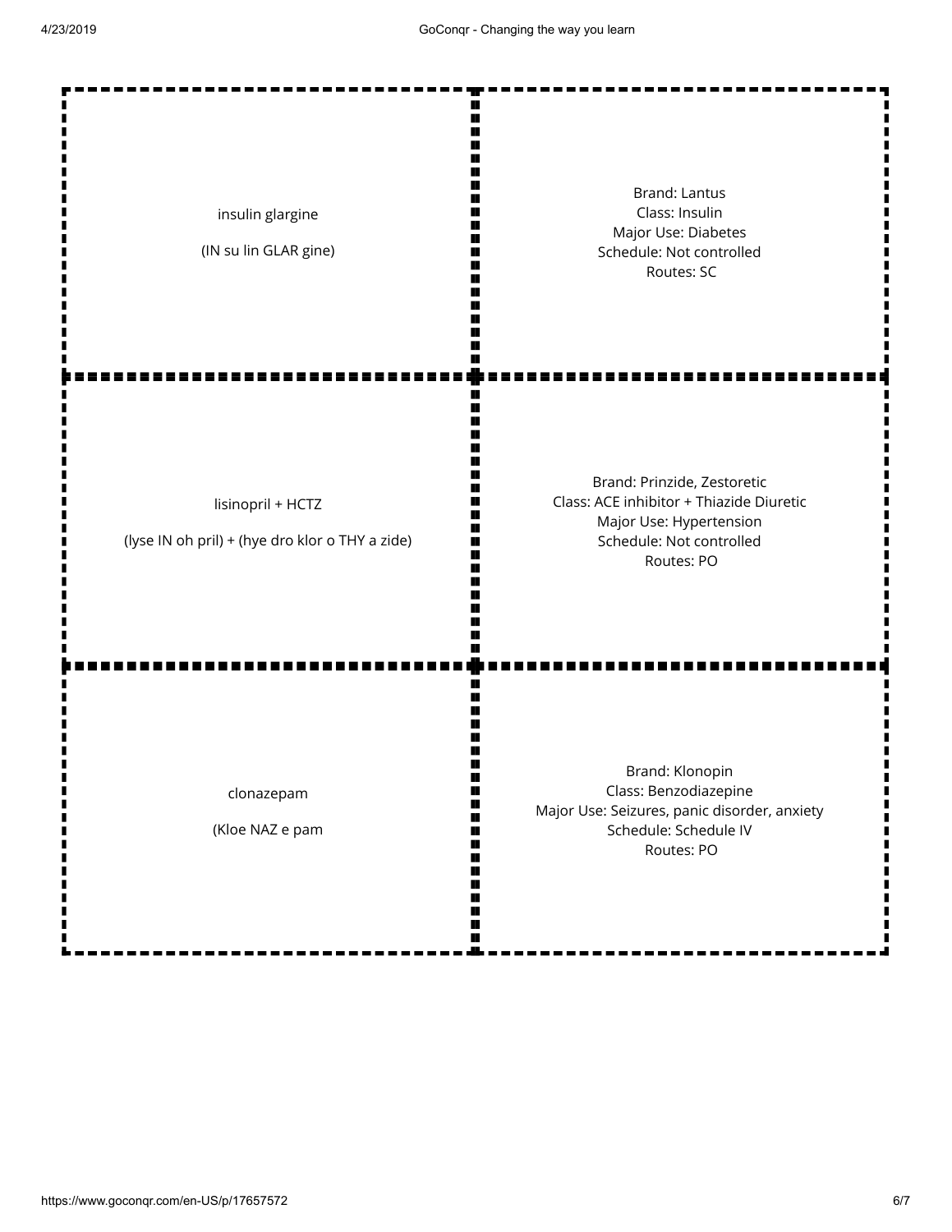| Term | Definition |
| --- | --- |
| insulin glargine<br><br>(IN su lin GLAR gine) | Brand: Lantus<br>Class: Insulin<br>Major Use: Diabetes<br>Schedule: Not controlled<br>Routes: SC |
| lisinopril + HCTZ<br><br>(lyse IN oh pril) + (hye dro klor o THY a zide) | Brand: Prinzide, Zestoretic<br>Class: ACE inhibitor + Thiazide Diuretic<br>Major Use: Hypertension<br>Schedule: Not controlled<br>Routes: PO |
| clonazepam<br><br>(Kloe NAZ e pam | Brand: Klonopin<br>Class: Benzodiazepine<br>Major Use: Seizures, panic disorder, anxiety<br>Schedule: Schedule IV<br>Routes: PO |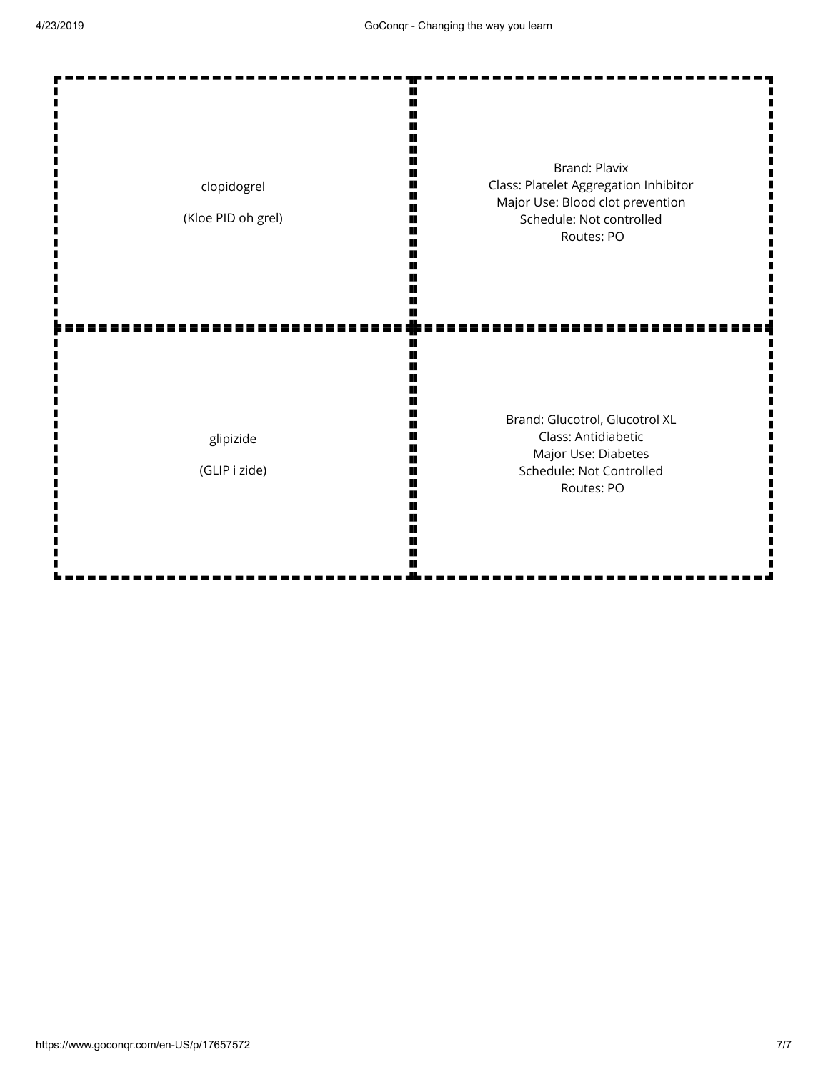| | |
|---|---|
| clopidogrel<br><br>(Kloe PID oh grel) | Brand: Plavix<br>Class: Platelet Aggregation Inhibitor<br>Major Use: Blood clot prevention<br>Schedule: Not controlled<br>Routes: PO |
| glipizide<br><br>(GLIP i zide) | Brand: Glucotrol, Glucotrol XL<br>Class: Antidiabetic<br>Major Use: Diabetes<br>Schedule: Not Controlled<br>Routes: PO |